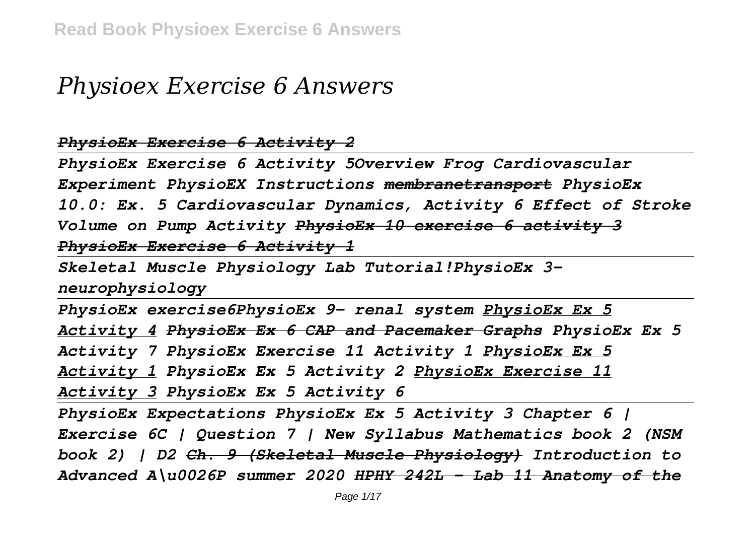# *Physioex Exercise 6 Answers*

*~~PhysioEx Exercise 6 Activity 2~~*

*PhysioEx Exercise 6 Activity 5Overview Frog Cardiovascular Experiment PhysioEX Instructions ~~membranetransport~~ PhysioEx 10.0: Ex. 5 Cardiovascular Dynamics, Activity 6 Effect of Stroke Volume on Pump Activity ~~PhysioEx 10 exercise 6 activity 3~~ ~~PhysioEx Exercise 6 Activity 1~~*

*Skeletal Muscle Physiology Lab Tutorial!PhysioEx 3-neurophysiology*

*PhysioEx exercise6PhysioEx 9- renal system PhysioEx Ex 5 Activity 4 ~~PhysioEx Ex 6 CAP and Pacemaker Graphs~~ PhysioEx Ex 5 Activity 7 PhysioEx Exercise 11 Activity 1 PhysioEx Ex 5 Activity 1 PhysioEx Ex 5 Activity 2 PhysioEx Exercise 11 Activity 3 PhysioEx Ex 5 Activity 6*

*PhysioEx Expectations PhysioEx Ex 5 Activity 3 Chapter 6 | Exercise 6C | Question 7 | New Syllabus Mathematics book 2 (NSM book 2) | D2 ~~Ch. 9 (Skeletal Muscle Physiology)~~ Introduction to Advanced A\u0026P summer 2020 ~~HPHY 242L - Lab 11 Anatomy of the~~*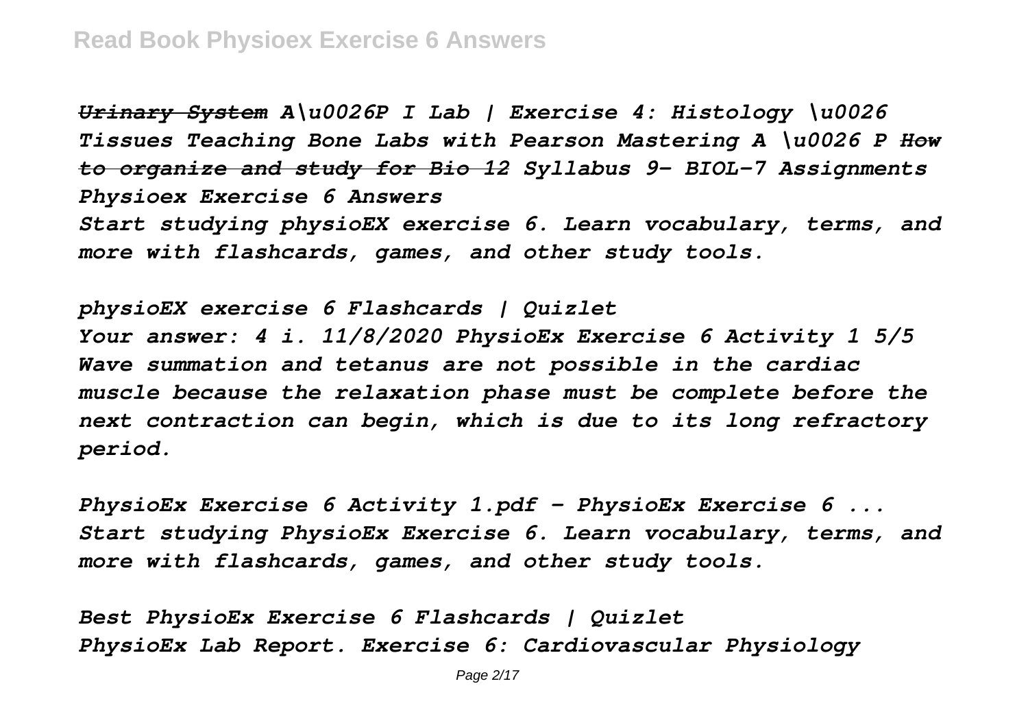~~*Urinary System*~~ *A\u0026P I Lab | Exercise 4: Histology \u0026 Tissues Teaching Bone Labs with Pearson Mastering A \u0026 P* ~~*How to organize and study for Bio 12*~~ *Syllabus 9- BIOL-7 Assignments*

*Physioex Exercise 6 Answers*

*Start studying physioEX exercise 6. Learn vocabulary, terms, and more with flashcards, games, and other study tools.*

*physioEX exercise 6 Flashcards | Quizlet*

*Your answer: 4 i. 11/8/2020 PhysioEx Exercise 6 Activity 1 5/5 Wave summation and tetanus are not possible in the cardiac muscle because the relaxation phase must be complete before the next contraction can begin, which is due to its long refractory period.*

*PhysioEx Exercise 6 Activity 1.pdf - PhysioEx Exercise 6 ...*

*Start studying PhysioEx Exercise 6. Learn vocabulary, terms, and more with flashcards, games, and other study tools.*

*Best PhysioEx Exercise 6 Flashcards | Quizlet*

*PhysioEx Lab Report. Exercise 6: Cardiovascular Physiology*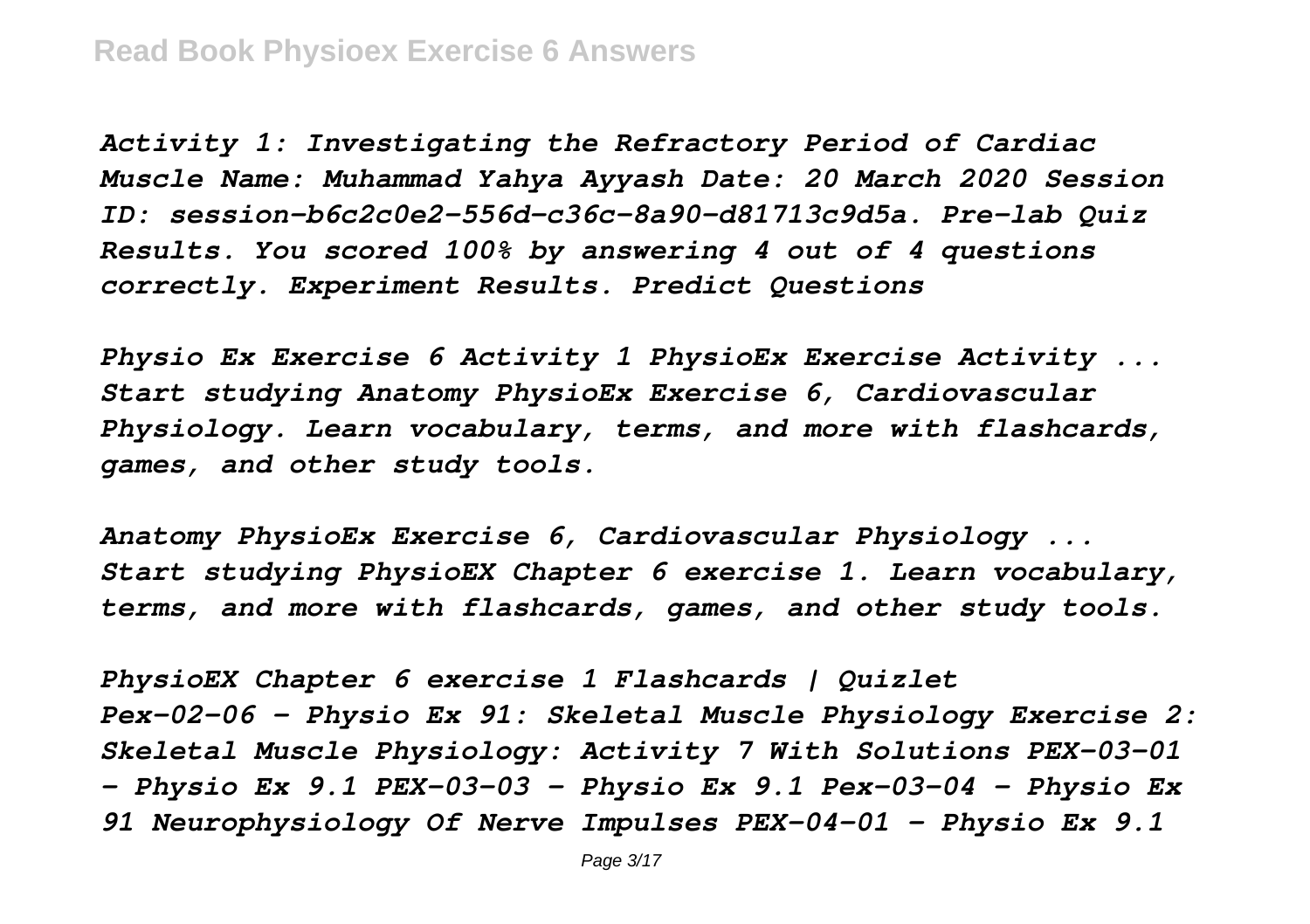*Activity 1: Investigating the Refractory Period of Cardiac Muscle Name: Muhammad Yahya Ayyash Date: 20 March 2020 Session ID: session-b6c2c0e2-556d-c36c-8a90-d81713c9d5a. Pre-lab Quiz Results. You scored 100% by answering 4 out of 4 questions correctly. Experiment Results. Predict Questions*

*Physio Ex Exercise 6 Activity 1 PhysioEx Exercise Activity ...*
*Start studying Anatomy PhysioEx Exercise 6, Cardiovascular Physiology. Learn vocabulary, terms, and more with flashcards, games, and other study tools.*

*Anatomy PhysioEx Exercise 6, Cardiovascular Physiology ...*
*Start studying PhysioEX Chapter 6 exercise 1. Learn vocabulary, terms, and more with flashcards, games, and other study tools.*

*PhysioEX Chapter 6 exercise 1 Flashcards | Quizlet*
*Pex-02-06 - Physio Ex 91: Skeletal Muscle Physiology Exercise 2: Skeletal Muscle Physiology: Activity 7 With Solutions PEX-03-01 - Physio Ex 9.1 PEX-03-03 - Physio Ex 9.1 Pex-03-04 - Physio Ex 91 Neurophysiology Of Nerve Impulses PEX-04-01 - Physio Ex 9.1*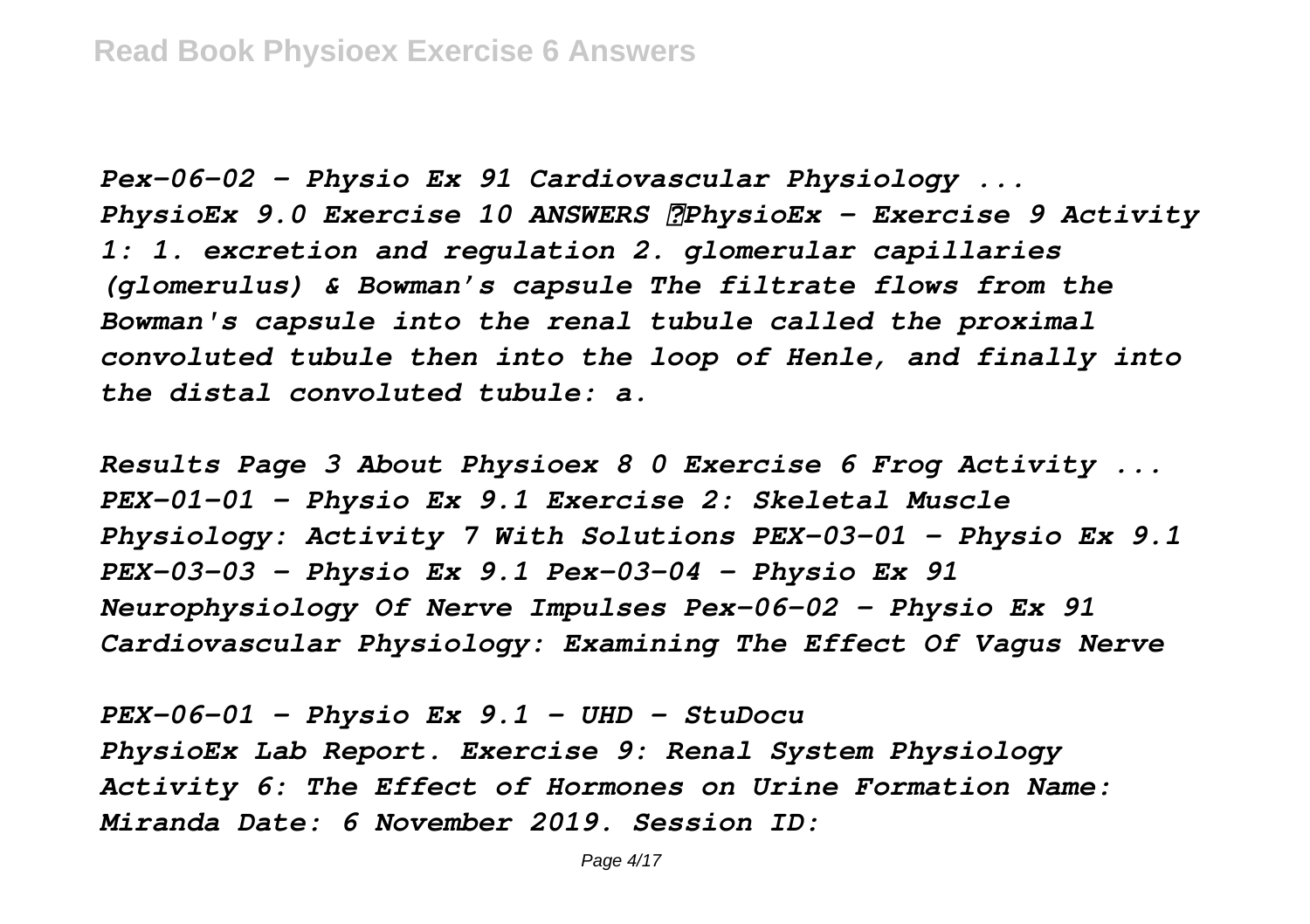*Pex-06-02 - Physio Ex 91 Cardiovascular Physiology ...*
*PhysioEx 9.0 Exercise 10 ANSWERS ?PhysioEx - Exercise 9 Activity 1: 1. excretion and regulation 2. glomerular capillaries (glomerulus) & Bowman's capsule The filtrate flows from the Bowman's capsule into the renal tubule called the proximal convoluted tubule then into the loop of Henle, and finally into the distal convoluted tubule: a.*

*Results Page 3 About Physioex 8 0 Exercise 6 Frog Activity ...*
*PEX-01-01 - Physio Ex 9.1 Exercise 2: Skeletal Muscle Physiology: Activity 7 With Solutions PEX-03-01 - Physio Ex 9.1 PEX-03-03 - Physio Ex 9.1 Pex-03-04 - Physio Ex 91 Neurophysiology Of Nerve Impulses Pex-06-02 - Physio Ex 91 Cardiovascular Physiology: Examining The Effect Of Vagus Nerve*

*PEX-06-01 - Physio Ex 9.1 - UHD - StuDocu*
*PhysioEx Lab Report. Exercise 9: Renal System Physiology Activity 6: The Effect of Hormones on Urine Formation Name: Miranda Date: 6 November 2019. Session ID:*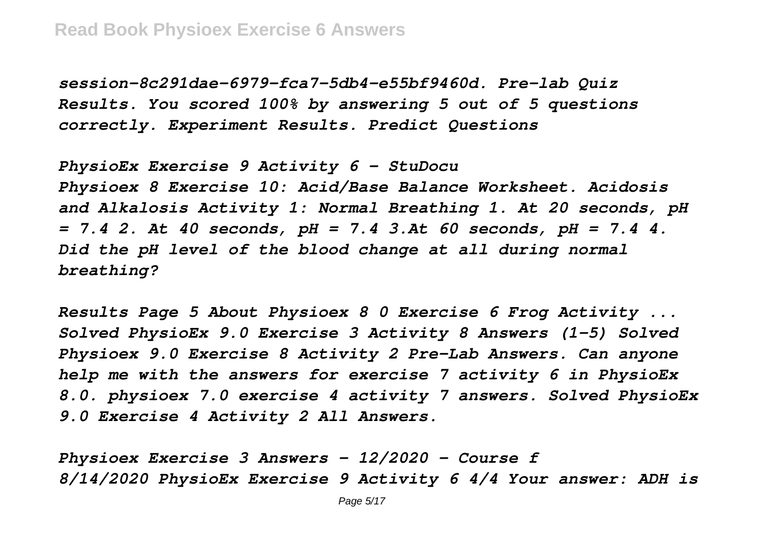*session-8c291dae-6979-fca7-5db4-e55bf9460d. Pre-lab Quiz Results. You scored 100% by answering 5 out of 5 questions correctly. Experiment Results. Predict Questions*

*PhysioEx Exercise 9 Activity 6 - StuDocu*
*Physioex 8 Exercise 10: Acid/Base Balance Worksheet. Acidosis and Alkalosis Activity 1: Normal Breathing 1. At 20 seconds, pH = 7.4 2. At 40 seconds, pH = 7.4 3.At 60 seconds, pH = 7.4 4. Did the pH level of the blood change at all during normal breathing?*

*Results Page 5 About Physioex 8 0 Exercise 6 Frog Activity ...*
*Solved PhysioEx 9.0 Exercise 3 Activity 8 Answers (1-5) Solved Physioex 9.0 Exercise 8 Activity 2 Pre-Lab Answers. Can anyone help me with the answers for exercise 7 activity 6 in PhysioEx 8.0. physioex 7.0 exercise 4 activity 7 answers. Solved PhysioEx 9.0 Exercise 4 Activity 2 All Answers.*

*Physioex Exercise 3 Answers - 12/2020 - Course f*
*8/14/2020 PhysioEx Exercise 9 Activity 6 4/4 Your answer: ADH is*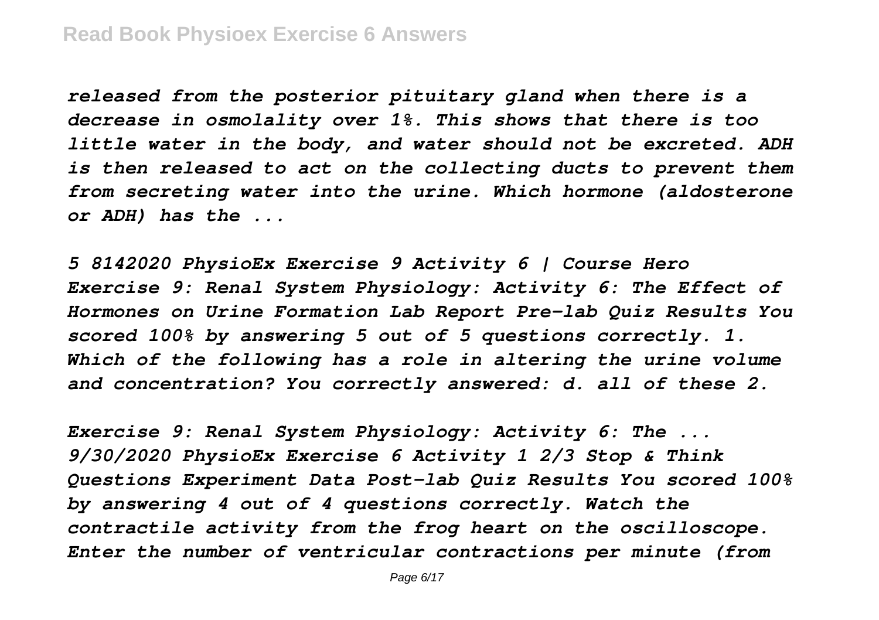*released from the posterior pituitary gland when there is a decrease in osmolality over 1%. This shows that there is too little water in the body, and water should not be excreted. ADH is then released to act on the collecting ducts to prevent them from secreting water into the urine. Which hormone (aldosterone or ADH) has the ...*

*5 8142020 PhysioEx Exercise 9 Activity 6 | Course Hero*
*Exercise 9: Renal System Physiology: Activity 6: The Effect of Hormones on Urine Formation Lab Report Pre-lab Quiz Results You scored 100% by answering 5 out of 5 questions correctly. 1. Which of the following has a role in altering the urine volume and concentration? You correctly answered: d. all of these 2.*

*Exercise 9: Renal System Physiology: Activity 6: The ...*
*9/30/2020 PhysioEx Exercise 6 Activity 1 2/3 Stop & Think Questions Experiment Data Post-lab Quiz Results You scored 100% by answering 4 out of 4 questions correctly. Watch the contractile activity from the frog heart on the oscilloscope. Enter the number of ventricular contractions per minute (from*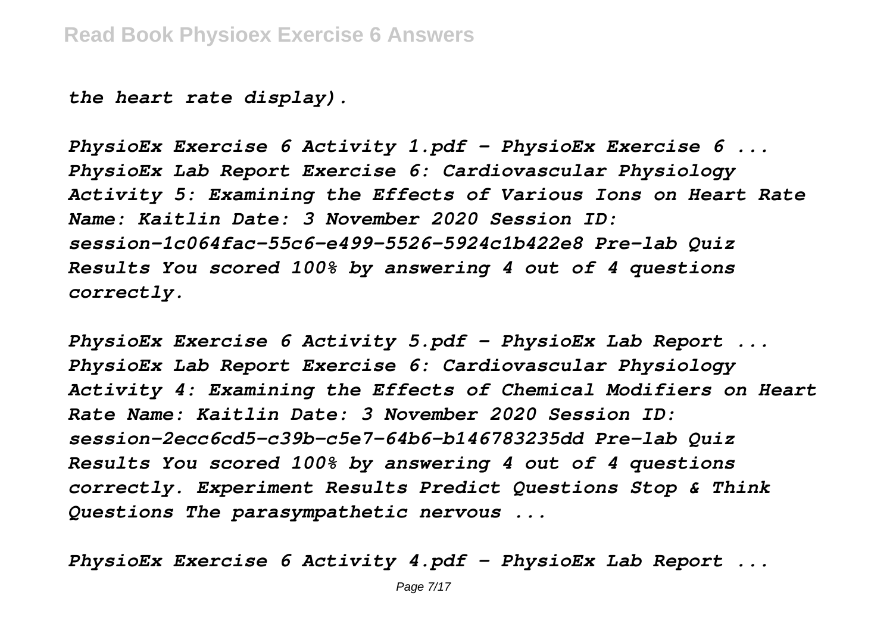*the heart rate display).*

*PhysioEx Exercise 6 Activity 1.pdf - PhysioEx Exercise 6 ...*
*PhysioEx Lab Report Exercise 6: Cardiovascular Physiology Activity 5: Examining the Effects of Various Ions on Heart Rate Name: Kaitlin Date: 3 November 2020 Session ID: session-1c064fac-55c6-e499-5526-5924c1b422e8 Pre-lab Quiz Results You scored 100% by answering 4 out of 4 questions correctly.*

*PhysioEx Exercise 6 Activity 5.pdf - PhysioEx Lab Report ...*
*PhysioEx Lab Report Exercise 6: Cardiovascular Physiology Activity 4: Examining the Effects of Chemical Modifiers on Heart Rate Name: Kaitlin Date: 3 November 2020 Session ID: session-2ecc6cd5-c39b-c5e7-64b6-b146783235dd Pre-lab Quiz Results You scored 100% by answering 4 out of 4 questions correctly. Experiment Results Predict Questions Stop & Think Questions The parasympathetic nervous ...*

*PhysioEx Exercise 6 Activity 4.pdf - PhysioEx Lab Report ...*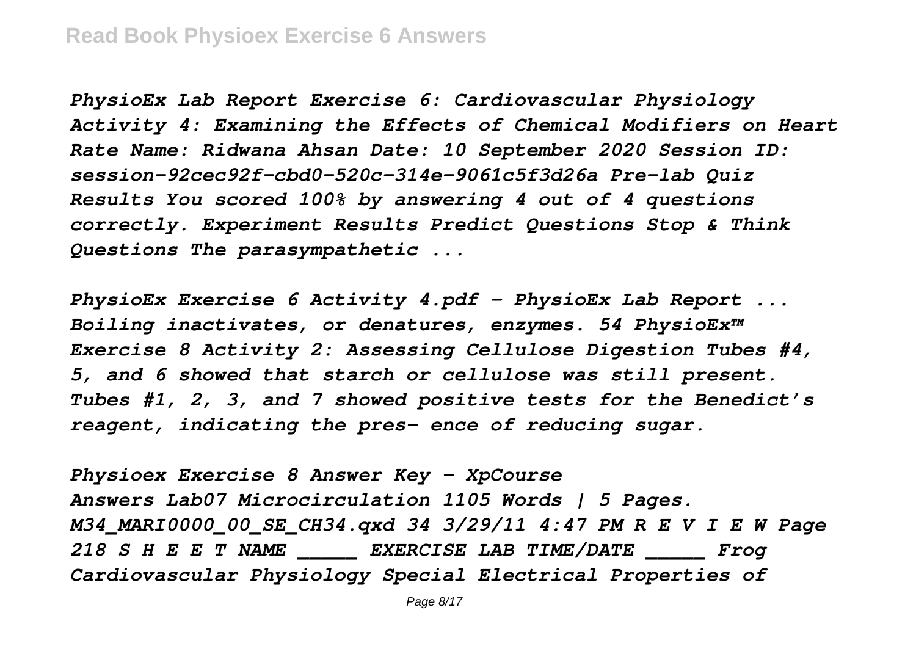*PhysioEx Lab Report Exercise 6: Cardiovascular Physiology Activity 4: Examining the Effects of Chemical Modifiers on Heart Rate Name: Ridwana Ahsan Date: 10 September 2020 Session ID: session-92cec92f-cbd0-520c-314e-9061c5f3d26a Pre-lab Quiz Results You scored 100% by answering 4 out of 4 questions correctly. Experiment Results Predict Questions Stop & Think Questions The parasympathetic ...*

*PhysioEx Exercise 6 Activity 4.pdf - PhysioEx Lab Report ...*
*Boiling inactivates, or denatures, enzymes. 54 PhysioEx™ Exercise 8 Activity 2: Assessing Cellulose Digestion Tubes #4, 5, and 6 showed that starch or cellulose was still present. Tubes #1, 2, 3, and 7 showed positive tests for the Benedict's reagent, indicating the pres- ence of reducing sugar.*

*Physioex Exercise 8 Answer Key - XpCourse*
*Answers Lab07 Microcirculation 1105 Words | 5 Pages. M34_MARI0000_00_SE_CH34.qxd 34 3/29/11 4:47 PM R E V I E W Page 218 S H E E T NAME _____ EXERCISE LAB TIME/DATE _____ Frog Cardiovascular Physiology Special Electrical Properties of*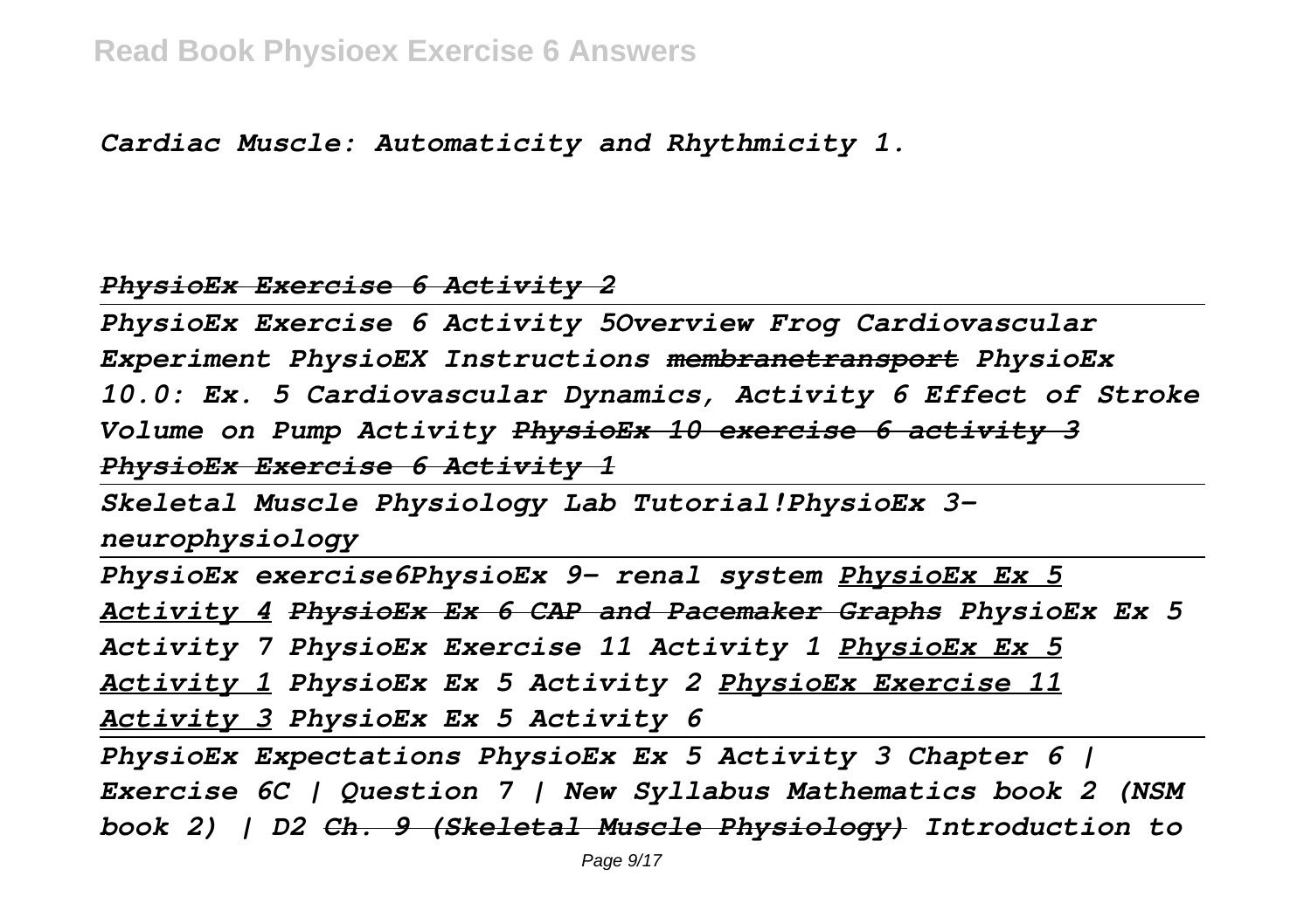*Cardiac Muscle: Automaticity and Rhythmicity 1.*

*~~PhysioEx Exercise 6 Activity 2~~*

*PhysioEx Exercise 6 Activity 5Overview Frog Cardiovascular Experiment PhysioEX Instructions ~~membranetransport~~ PhysioEx 10.0: Ex. 5 Cardiovascular Dynamics, Activity 6 Effect of Stroke Volume on Pump Activity ~~PhysioEx 10 exercise 6 activity 3~~ ~~PhysioEx Exercise 6 Activity 1~~*

*Skeletal Muscle Physiology Lab Tutorial!PhysioEx 3-neurophysiology*

*PhysioEx exercise6PhysioEx 9- renal system PhysioEx Ex 5 Activity 4 ~~PhysioEx Ex 6 CAP and Pacemaker Graphs~~ PhysioEx Ex 5 Activity 7 PhysioEx Exercise 11 Activity 1 PhysioEx Ex 5 Activity 1 PhysioEx Ex 5 Activity 2 PhysioEx Exercise 11 Activity 3 PhysioEx Ex 5 Activity 6*

*PhysioEx Expectations PhysioEx Ex 5 Activity 3 Chapter 6 | Exercise 6C | Question 7 | New Syllabus Mathematics book 2 (NSM book 2) | D2 ~~Ch. 9 (Skeletal Muscle Physiology)~~ Introduction to*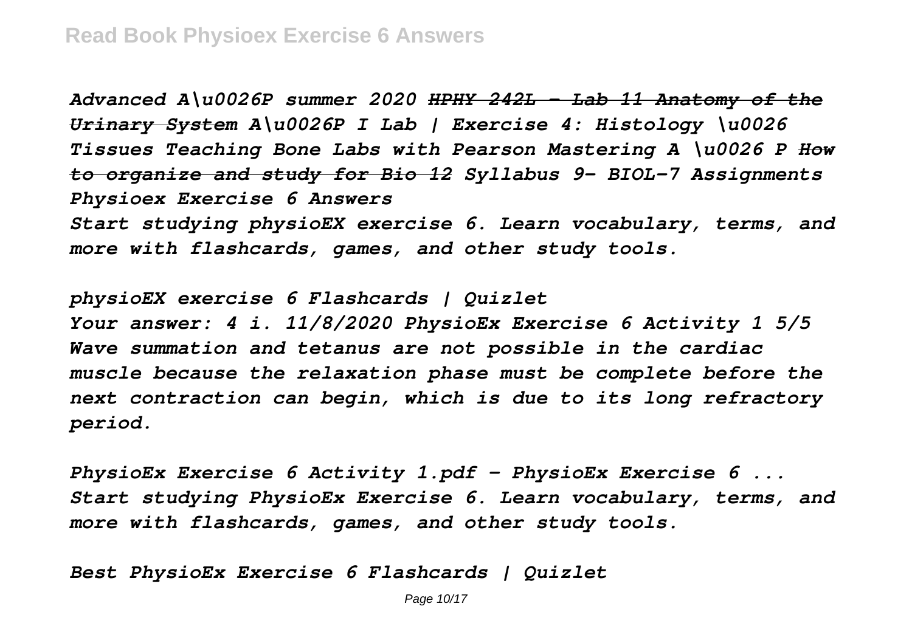*Advanced A\u0026P summer 2020* ~~*HPHY 242L - Lab 11 Anatomy of the Urinary System*~~ *A\u0026P I Lab | Exercise 4: Histology \u0026 Tissues Teaching Bone Labs with Pearson Mastering A \u0026 P* ~~*How to organize and study for Bio 12*~~ *Syllabus 9- BIOL-7 Assignments*

*Physioex Exercise 6 Answers*

*Start studying physioEX exercise 6. Learn vocabulary, terms, and more with flashcards, games, and other study tools.*

*physioEX exercise 6 Flashcards | Quizlet*

*Your answer: 4 i. 11/8/2020 PhysioEx Exercise 6 Activity 1 5/5 Wave summation and tetanus are not possible in the cardiac muscle because the relaxation phase must be complete before the next contraction can begin, which is due to its long refractory period.*

*PhysioEx Exercise 6 Activity 1.pdf - PhysioEx Exercise 6 ...*

*Start studying PhysioEx Exercise 6. Learn vocabulary, terms, and more with flashcards, games, and other study tools.*

*Best PhysioEx Exercise 6 Flashcards | Quizlet*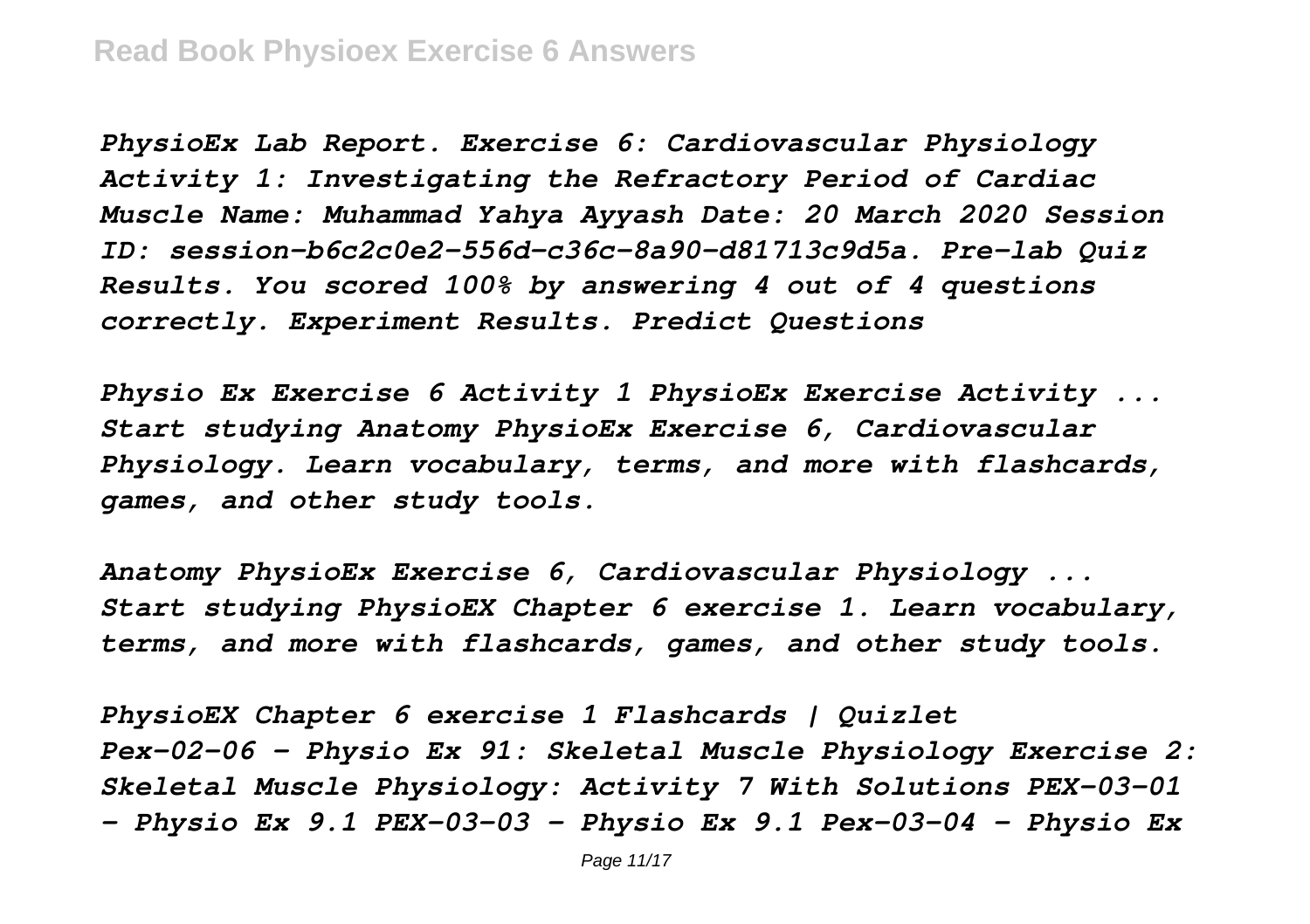*PhysioEx Lab Report. Exercise 6: Cardiovascular Physiology Activity 1: Investigating the Refractory Period of Cardiac Muscle Name: Muhammad Yahya Ayyash Date: 20 March 2020 Session ID: session-b6c2c0e2-556d-c36c-8a90-d81713c9d5a. Pre-lab Quiz Results. You scored 100% by answering 4 out of 4 questions correctly. Experiment Results. Predict Questions*

*Physio Ex Exercise 6 Activity 1 PhysioEx Exercise Activity ...*
*Start studying Anatomy PhysioEx Exercise 6, Cardiovascular Physiology. Learn vocabulary, terms, and more with flashcards, games, and other study tools.*

*Anatomy PhysioEx Exercise 6, Cardiovascular Physiology ...*
*Start studying PhysioEX Chapter 6 exercise 1. Learn vocabulary, terms, and more with flashcards, games, and other study tools.*

*PhysioEX Chapter 6 exercise 1 Flashcards | Quizlet*
*Pex-02-06 - Physio Ex 91: Skeletal Muscle Physiology Exercise 2: Skeletal Muscle Physiology: Activity 7 With Solutions PEX-03-01 - Physio Ex 9.1 PEX-03-03 - Physio Ex 9.1 Pex-03-04 - Physio Ex*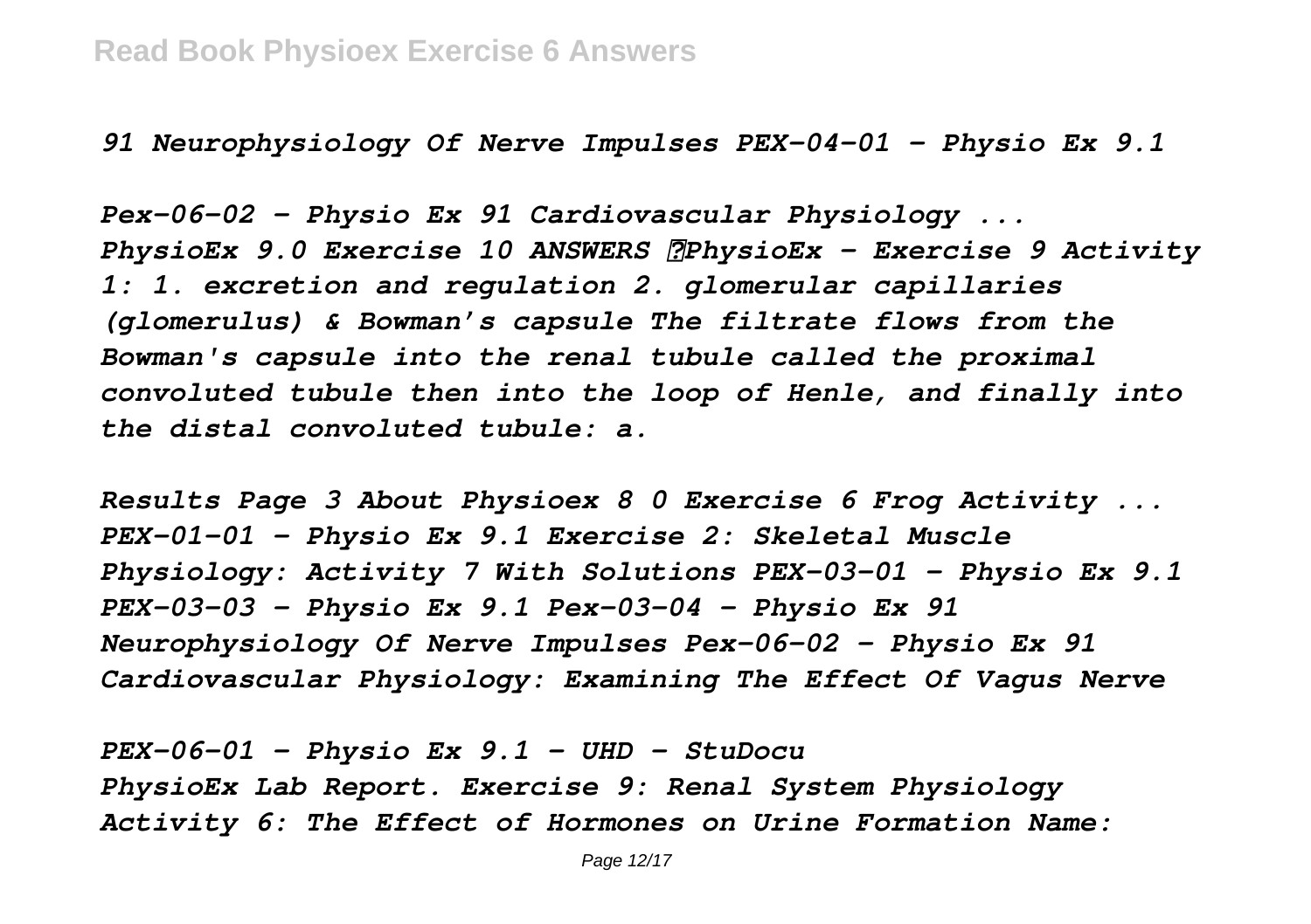*91 Neurophysiology Of Nerve Impulses PEX-04-01 - Physio Ex 9.1*

*Pex-06-02 - Physio Ex 91 Cardiovascular Physiology ...*
*PhysioEx 9.0 Exercise 10 ANSWERS ?PhysioEx - Exercise 9 Activity 1: 1. excretion and regulation 2. glomerular capillaries (glomerulus) & Bowman's capsule The filtrate flows from the Bowman's capsule into the renal tubule called the proximal convoluted tubule then into the loop of Henle, and finally into the distal convoluted tubule: a.*

*Results Page 3 About Physioex 8 0 Exercise 6 Frog Activity ...*
*PEX-01-01 - Physio Ex 9.1 Exercise 2: Skeletal Muscle Physiology: Activity 7 With Solutions PEX-03-01 - Physio Ex 9.1 PEX-03-03 - Physio Ex 9.1 Pex-03-04 - Physio Ex 91 Neurophysiology Of Nerve Impulses Pex-06-02 - Physio Ex 91 Cardiovascular Physiology: Examining The Effect Of Vagus Nerve*

*PEX-06-01 - Physio Ex 9.1 - UHD - StuDocu*
*PhysioEx Lab Report. Exercise 9: Renal System Physiology Activity 6: The Effect of Hormones on Urine Formation Name:*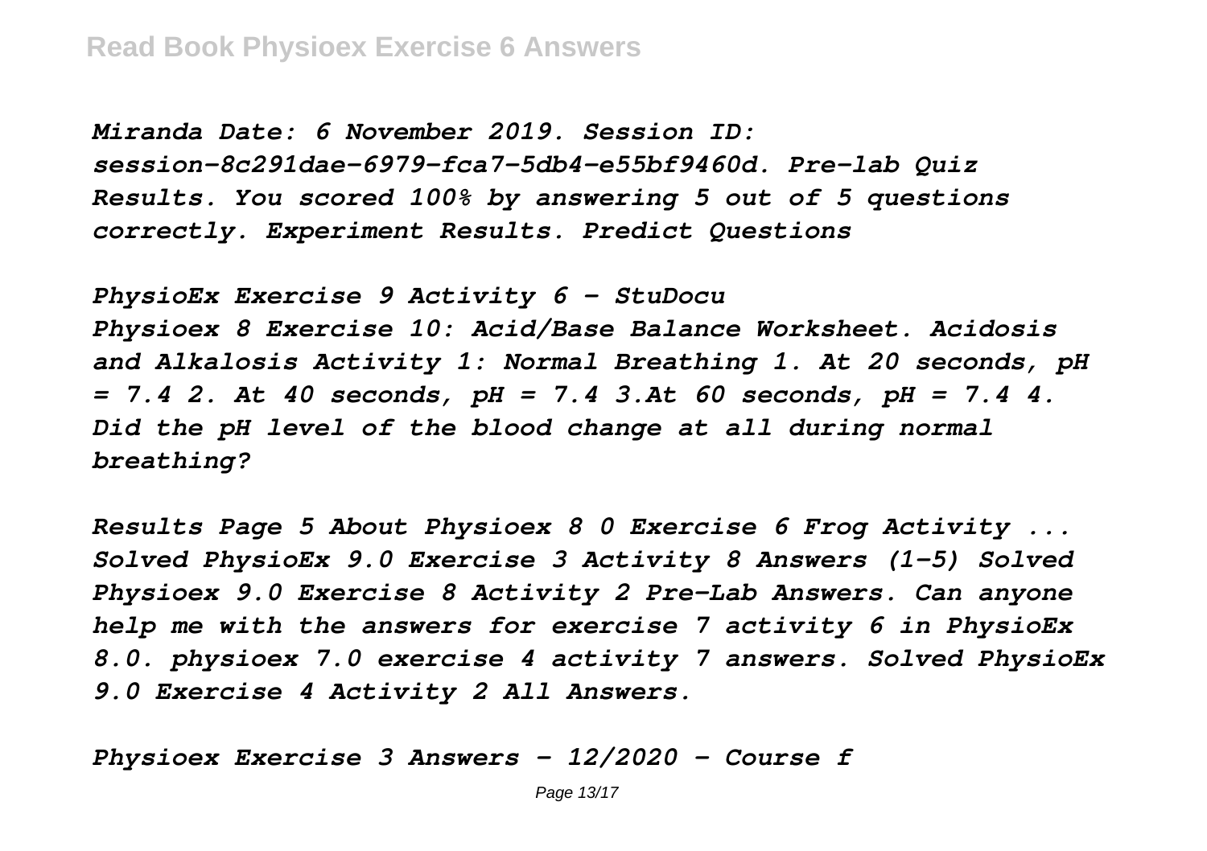*Miranda Date: 6 November 2019. Session ID: session-8c291dae-6979-fca7-5db4-e55bf9460d. Pre-lab Quiz Results. You scored 100% by answering 5 out of 5 questions correctly. Experiment Results. Predict Questions*

*PhysioEx Exercise 9 Activity 6 - StuDocu*
*Physioex 8 Exercise 10: Acid/Base Balance Worksheet. Acidosis and Alkalosis Activity 1: Normal Breathing 1. At 20 seconds, pH = 7.4 2. At 40 seconds, pH = 7.4 3.At 60 seconds, pH = 7.4 4. Did the pH level of the blood change at all during normal breathing?*

*Results Page 5 About Physioex 8 0 Exercise 6 Frog Activity ...*
*Solved PhysioEx 9.0 Exercise 3 Activity 8 Answers (1-5) Solved Physioex 9.0 Exercise 8 Activity 2 Pre-Lab Answers. Can anyone help me with the answers for exercise 7 activity 6 in PhysioEx 8.0. physioex 7.0 exercise 4 activity 7 answers. Solved PhysioEx 9.0 Exercise 4 Activity 2 All Answers.*

*Physioex Exercise 3 Answers - 12/2020 - Course f*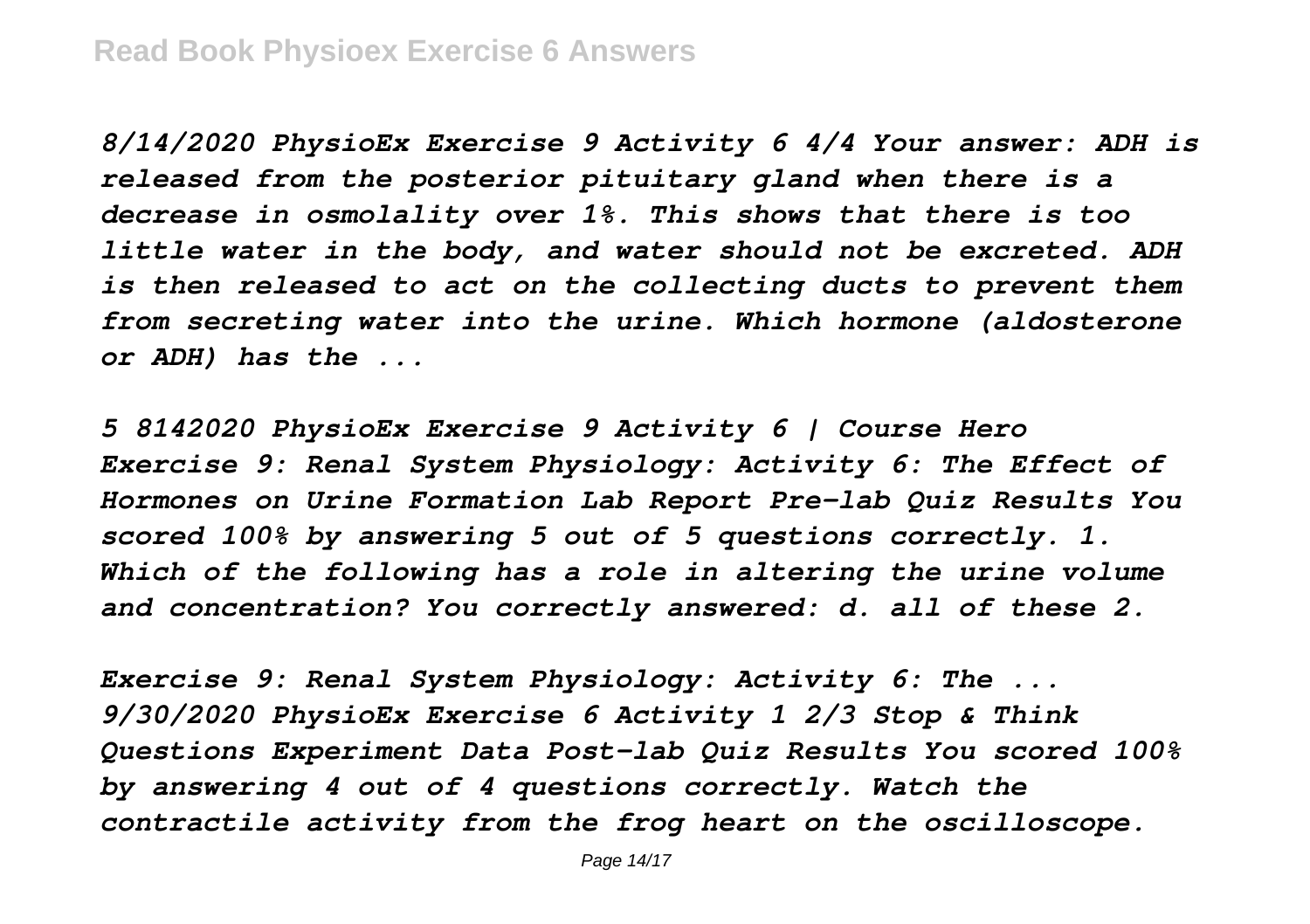*8/14/2020 PhysioEx Exercise 9 Activity 6 4/4 Your answer: ADH is released from the posterior pituitary gland when there is a decrease in osmolality over 1%. This shows that there is too little water in the body, and water should not be excreted. ADH is then released to act on the collecting ducts to prevent them from secreting water into the urine. Which hormone (aldosterone or ADH) has the ...*

*5 8142020 PhysioEx Exercise 9 Activity 6 | Course Hero Exercise 9: Renal System Physiology: Activity 6: The Effect of Hormones on Urine Formation Lab Report Pre-lab Quiz Results You scored 100% by answering 5 out of 5 questions correctly. 1. Which of the following has a role in altering the urine volume and concentration? You correctly answered: d. all of these 2.*

*Exercise 9: Renal System Physiology: Activity 6: The ... 9/30/2020 PhysioEx Exercise 6 Activity 1 2/3 Stop & Think Questions Experiment Data Post-lab Quiz Results You scored 100% by answering 4 out of 4 questions correctly. Watch the contractile activity from the frog heart on the oscilloscope.*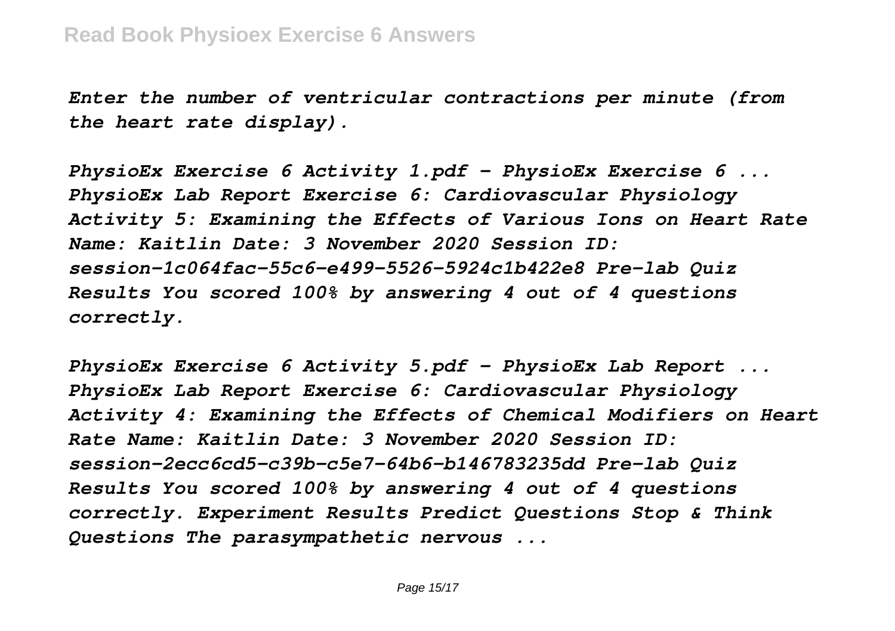*Enter the number of ventricular contractions per minute (from the heart rate display).*

*PhysioEx Exercise 6 Activity 1.pdf - PhysioEx Exercise 6 ... PhysioEx Lab Report Exercise 6: Cardiovascular Physiology Activity 5: Examining the Effects of Various Ions on Heart Rate Name: Kaitlin Date: 3 November 2020 Session ID: session-1c064fac-55c6-e499-5526-5924c1b422e8 Pre-lab Quiz Results You scored 100% by answering 4 out of 4 questions correctly.*

*PhysioEx Exercise 6 Activity 5.pdf - PhysioEx Lab Report ... PhysioEx Lab Report Exercise 6: Cardiovascular Physiology Activity 4: Examining the Effects of Chemical Modifiers on Heart Rate Name: Kaitlin Date: 3 November 2020 Session ID: session-2ecc6cd5-c39b-c5e7-64b6-b146783235dd Pre-lab Quiz Results You scored 100% by answering 4 out of 4 questions correctly. Experiment Results Predict Questions Stop & Think Questions The parasympathetic nervous ...*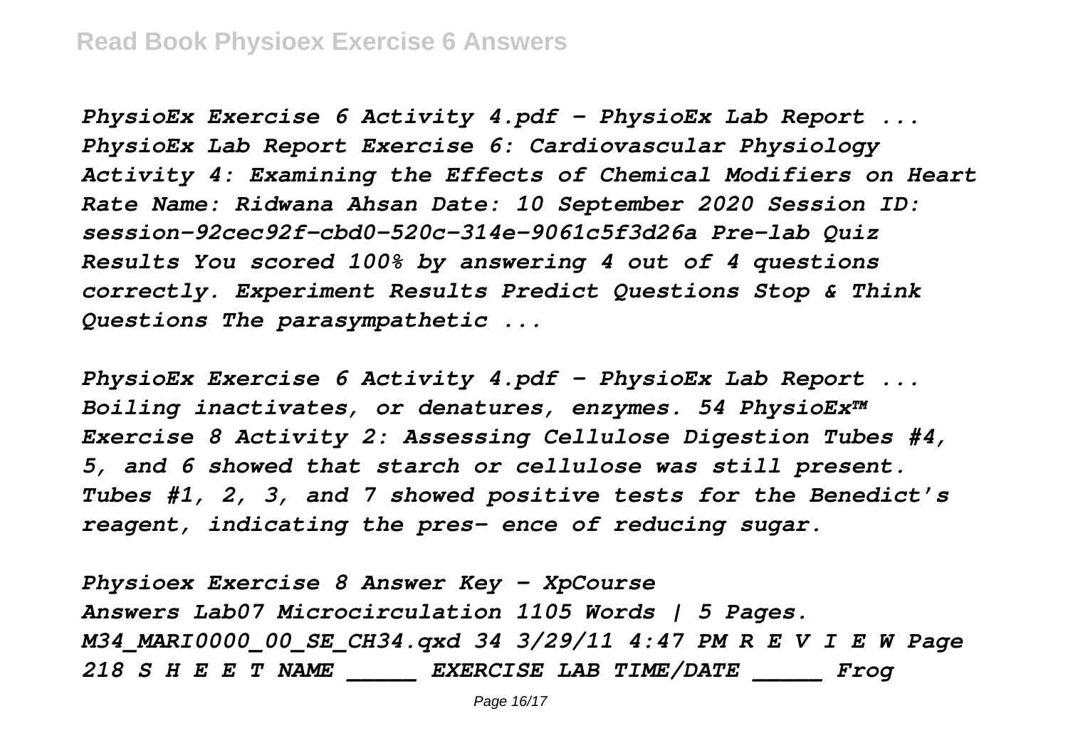*PhysioEx Exercise 6 Activity 4.pdf - PhysioEx Lab Report ... PhysioEx Lab Report Exercise 6: Cardiovascular Physiology Activity 4: Examining the Effects of Chemical Modifiers on Heart Rate Name: Ridwana Ahsan Date: 10 September 2020 Session ID: session-92cec92f-cbd0-520c-314e-9061c5f3d26a Pre-lab Quiz Results You scored 100% by answering 4 out of 4 questions correctly. Experiment Results Predict Questions Stop & Think Questions The parasympathetic ...*

*PhysioEx Exercise 6 Activity 4.pdf - PhysioEx Lab Report ... Boiling inactivates, or denatures, enzymes. 54 PhysioEx™ Exercise 8 Activity 2: Assessing Cellulose Digestion Tubes #4, 5, and 6 showed that starch or cellulose was still present. Tubes #1, 2, 3, and 7 showed positive tests for the Benedict's reagent, indicating the pres- ence of reducing sugar.*

*Physioex Exercise 8 Answer Key - XpCourse*
*Answers Lab07 Microcirculation 1105 Words | 5 Pages. M34_MARI0000_00_SE_CH34.qxd 34 3/29/11 4:47 PM R E V I E W Page 218 S H E E T NAME _____ EXERCISE LAB TIME/DATE _____ Frog*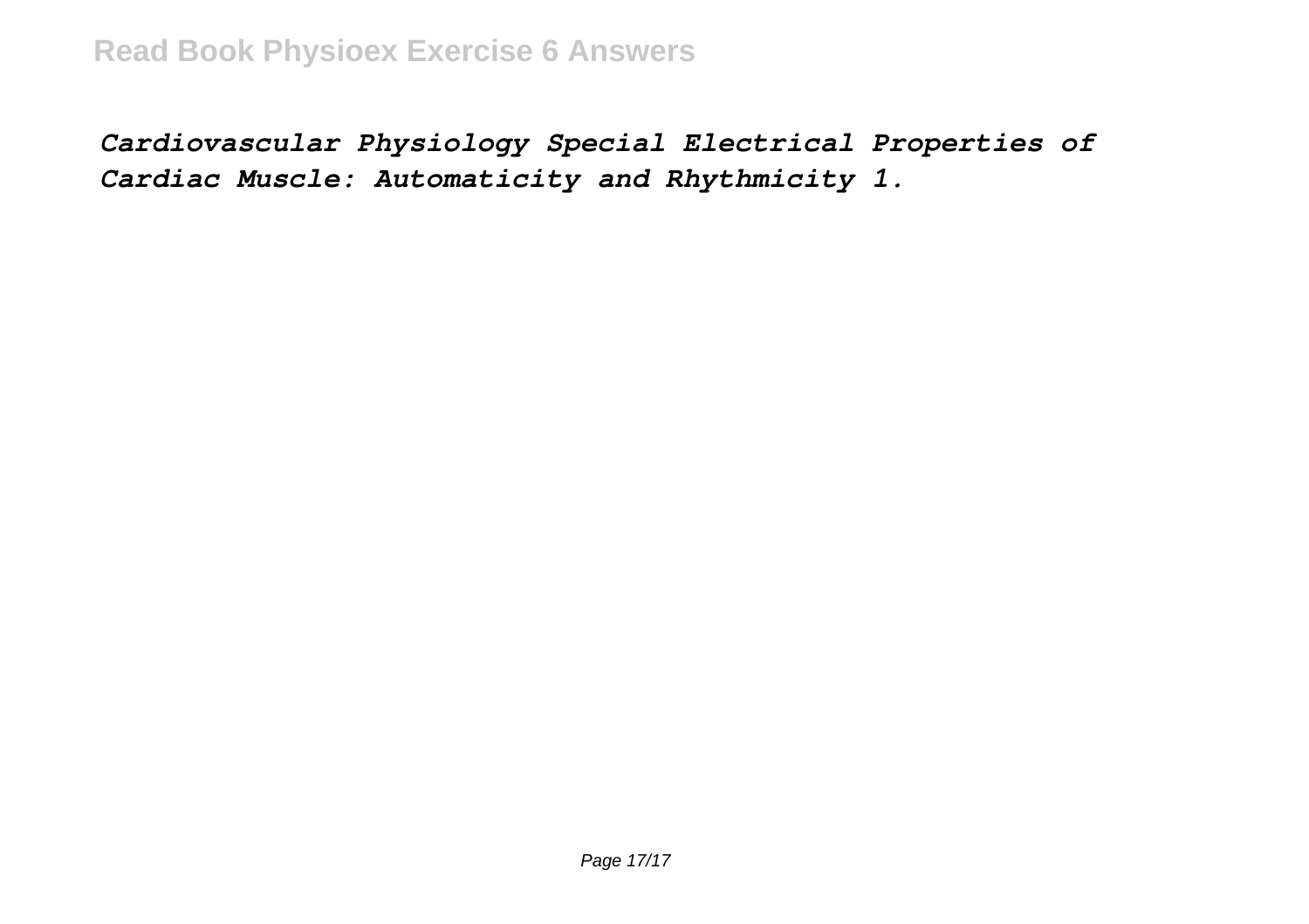***Cardiovascular Physiology Special Electrical Properties of Cardiac Muscle: Automaticity and Rhythmicity 1.***